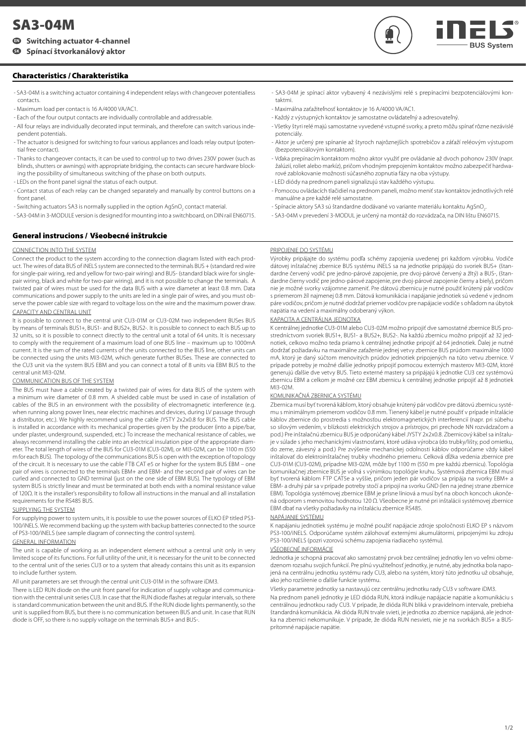# SA3-04M

**EN Switching actuator 4-channel**

**SK Spínací štvorkanálový aktor**

iNELS BUS System

## Characteristics / Charakteristika

- SA3-04M is a switching actuator containing 4 independent relays with changeover potentialless contacts.
- Maximum load per contact is 16 A/4000 VA/AC1.
- Each of the four output contacts are individually controllable and addressable.
- All four relays are individually decorated input terminals, and therefore can switch various independent potentials.
- The actuator is designed for switching to four various appliances and loads relay output (potential free contact).
- Thanks to changeover contacts, it can be used to control up to two drives 230V power (such as blinds, shutters or awnings) with appropriate bridging, the contacts can secure hardware blocking the possibility of simultaneous switching of the phase on both outputs.
- LEDs on the front panel signal the status of each output.
- Contact status of each relay can be changed separately and manually by control buttons on a front panel.
- Switching actuators SA3 is normally supplied in the option $AgSnO_2$ contact material.
- SA3-04M in 3-MODULE version is designed for mounting into a switchboard, on DIN rail EN60715.

- SA3-04M je spínací aktor vybavený 4 nezávislými relé s prepínacími bezpotenciálovými kontaktmi.
- Maximálna zaťažiteľnosť kontaktov je 16 A/4000 VA/AC1.
- Každý z výstupných kontaktov je samostatne ovládateľný a adresovateľný.
- Všetky štyri relé majú samostatne vyvedené vstupné svorky, a preto môžu spínať rôzne nezávislé potenciály.
- Aktor je určený pre spínanie až štyroch najrôznejších spotrebičov a záťaží reléovým výstupom (bezpotenciálovým kontaktom).
- Vďaka prepínacím kontaktom možno aktor využiť pre ovládanie až dvoch pohonov 230V (napr. žalúzií, roliet alebo markíz), pričom vhodným prepojením kontaktov možno zabezpečiť hardwarové zablokovanie možnosti súčasného zopnutia fázy na oba výstupy.
- LED diódy na prednom paneli signalizujú stav každého výstupu.
- Pomocou ovládacích tlačidiel na prednom paneli, možno meniť stav kontaktov jednotlivých relé manuálne a pre každé relé samostatne.
- Spínacie aktory SA3 sú štandardne dodávané vo variante materiálu kontaktu $AgSnO_2$.
- SA3-04M v prevedení 3-MODUL je určený na montáž do rozvádzača, na DIN lištu EN60715.

## General instrucions / Všeobecné inštrukcie

CONNECTION INTO THE SYSTEM

Connect the product to the system according to the connection diagram listed with each product. The wires of data BUS of iNELS system are connected to the terminals BUS + (standard red wire for single-pair wiring, red and yellow for two-pair wiring) and BUS- (standard black wire for single-pair wiring, black and white for two-pair wiring), and it is not possible to change the terminals. A twisted pair of wires must be used for the data BUS with a wire diameter at least 0.8 mm. Data communications and power supply to the units are led in a single pair of wires, and you must observe the power cable size with regard to voltage loss on the wire and the maximum power draw.

CAPACITY AND CENTRAL UNIT

It is possible to connect to the central unit CU3-01M or CU3-02M two independent BUSes BUS by means of terminals BUS1+, BUS1- and BUS2+, BUS2-. It is possible to connect to each BUS up to 32 units, so it is possible to connect directly to the central unit a total of 64 units. It is necessary to comply with the requirement of a maximum load of one BUS line – maximum up to 1000mA current. It is the sum of the rated currents of the units connected to the BUS line, other units can be connected using the units MI3-02M, which generate further BUSes. These are connected to the CU3 unit via the system BUS EBM and you can connect a total of 8 units via EBM BUS to the central unit MI3-02M.

COMMUNICATION BUS OF THE SYSTEM

The BUS must have a cable created by a twisted pair of wires for data BUS of the system with a minimum wire diameter of 0.8 mm. A shielded cable must be used in case of installation of cables of the BUS in an environment with the possibility of electromagnetic interference (e.g. when running along power lines, near electric machines and devices, during LV passage through a distributor, etc.). We highly recommend using the cable JYSTY 2x2x0.8 for BUS. The BUS cable is installed in accordance with its mechanical properties given by the producer (into a pipe/bar, under plaster, underground, suspended, etc.) To increase the mechanical resistance of cables, we always recommend installing the cable into an electrical insulation pipe of the appropriate diameter. The total length of wires of the BUS for CU3-01M (CU3-02M), or MI3-02M, can be 1100 m (550 m for each BUS). The topology of the communications BUS is open with the exception of topology of the circuit. It is necessary to use the cable FTB CAT e5 or higher for the system BUS EBM – one pair of wires is connected to the terminals EBM+ and EBM- and the second pair of wires can be curled and connected to GND terminal (just on the one side of EBM BUS). The typology of EBM system BUS is strictly linear and must be terminated at both ends with a nominal resistance value of 120Ω. It is the installer's responsibility to follow all instructions in the manual and all installation requirements for the RS485 BUS.

SUPPLYING THE SYSTEM

For supplying power to system units, it is possible to use the power sources of ELKO EP titled PS3-100/iNELS. We recommend backing up the system with backup batteries connected to the source of PS3-100/iNELS (see sample diagram of connecting the control system).

GENERAL INFORMATION

The unit is capable of working as an independent element without a central unit only in very limited scope of its functions. For full utility of the unit, it is necessary for the unit to be connected to the central unit of the series CU3 or to a system that already contains this unit as its expansion to include further system.

All unit parameters are set through the central unit CU3-01M in the software iDM3.

There is LED RUN diode on the unit front panel for indication of supply voltage and communication with the central unit series CU3. In case that the RUN diode flashes at regular intervals, so there is standard communication between the unit and BUS. If the RUN diode lights permanently, so the unit is supplied from BUS, but there is no communication between BUS and unit. In case that RUN diode is OFF, so there is no supply voltage on the terminals BUS+ and BUS-.

PRIPOJENIE DO SYSTÉMU

Výrobky pripájajte do systému podľa schémy zapojenia uvedenej pri každom výrobku. Vodiče dátovej inštalačnej zbernice BUS systému iNELS sa na jednotke pripájajú do svoriek BUS+ (štandardne červený vodič pre jedno-párové zapojenie, pre dvoj-párové červený a žltý) a BUS-, (štandardne čierny vodič pre jedno-párové zapojenie, pre dvoj-párové zapojenie čierny a biely), pričom nie je možné svorky vzájomne zameniť. Pre dátovú zbernicu je nutné použiť krútený pár vodičov s priemerom žíl najmenej 0.8 mm. Dátová komunikácia i napájanie jednotiek sú vedené v jednom páre vodičov, pričom je nutné dodržať priemer vodičov pre napájacie vodiče s ohľadom na úbytok napätia na vedení a maximálny odoberaný výkon.

KAPACITA A CENTRÁLNA JEDNOTKA

K centrálnej jednotke CU3-01M alebo CU3-02M možno pripojiť dve samostatné zbernice BUS prostredníctvom svoriek BUS1+, BUS1- a BUS2+, BUS2-. Na každú zbernicu možno pripojiť až 32 jednotiek, celkovo možno teda priamo k centrálnej jednotke pripojiť až 64 jednotiek. Ďalej je nutné dodržať požiadavku na maximálne zaťaženie jednej vetvy zbernice BUS prúdom maximálne 1000 mA, ktorý je daný súčtom menovitých prúdov jednotiek pripojených na túto vetvu zbernice. V prípade potreby je možné ďalšie jednotky pripojiť pomocou externých masterov MI3-02M, ktoré generujú ďalšie dve vetvy BUS. Tieto externé mastery sa pripájajú k jednotke CU3 cez systémovú zbernicu EBM a celkom je možné cez EBM zbernicu k centrálnej jednotke pripojiť až 8 jednotiek MI3-02M.

KOMUNIKAČNÁ ZBERNICA SYSTÉMU

Zbernica musí byť tvorená káblom, ktorý obsahuje krútený pár vodičov pre dátovú zbernicu systému s minimálnym priemerom vodičov 0.8 mm. Tienený kábel je nutné použiť v prípade inštalácie káblov zbernice do prostredia s možnosťou elektromagnetických interferencií (napr. pri súbehu so silovým vedením, v blízkosti elektrických strojov a prístrojov, pri prechode NN rozvádzačom a pod.) Pre inštalačnú zbernicu BUS je odporúčaný kábel JYSTY 2x2x0.8. Zbernicový kábel sa inštaluje v súlade s jeho mechanickými vlastnosťami, ktoré udáva výrobca (do trubky/lišty, pod omietku, do zeme, závesný a pod.) Pre zvýšenie mechanickej odolnosti káblov odporúčame vždy kábel inštalovať do elektroinštalačnej trubky vhodného priemeru. Celková dĺžka vedenia zbernice pre CU3-01M (CU3-02M), prípadne MI3-02M, môže byť 1100 m (550 m pre každú zbernicu). Topológia komunikačnej zbernice BUS je voľná s výnimkou topológie kruhu. Systémová zbernica EBM musí byť tvorená káblom FTP CAT5e a vyššie, pričom jeden pár vodičov sa pripája na svorky EBM+ a EBM- a druhý pár sa v prípade potreby stočí a pripojí na svorku GND (len na jednej strane zbernice EBM). Topológia systémovej zbernice EBM je prísne líniová a musí byť na oboch koncoch ukončená odporom s menovitou hodnotou 120 Ω. Všeobecne je nutné pri inštalácii systémovej zbernice EBM dbať na všetky požiadavky na inštaláciu zbernice RS485.

NAPÁJANIE SYSTÉMU

K napájaniu jednotiek systému je možné použiť napájacie zdroje spoločnosti ELKO EP s názvom PS3-100/iNELS. Odporúčame systém zálohovať externými akumulátormi, pripojenými ku zdroju PS3-100/iNELS (pozri vzorovú schému zapojenia riadiaceho systému).

VŠEOBECNÉ INFORMÁCIE

Jednotka je schopná pracovať ako samostatný prvok bez centrálnej jednotky len vo veľmi obmedzenom rozsahu svojich funkcií. Pre plnú využiteľnosť jednotky, je nutné, aby jednotka bola napojená na centrálnu jednotku systému rady CU3, alebo na systém, ktorý túto jednotku už obsahuje, ako jeho rozšírenie o ďalšie funkcie systému.

Všetky parametre jednotky sa nastavujú cez centrálnu jednotku rady CU3 v software iDM3.

Na prednom paneli jednotky je LED dióda RUN, ktorá indikuje napájacie napätie a komunikáciu s centrálnou jednotkou rady CU3. V prípade, že dióda RUN bliká v pravidelnom intervale, prebieha štandardná komunikácia. Ak dióda RUN trvale svieti, je jednotka zo zbernice napájaná, ale jednotka na zbernici nekomunikuje. V prípade, že dióda RUN nesvieti, nie je na svorkách BUS+ a BUS- prítomné napájacie napätie.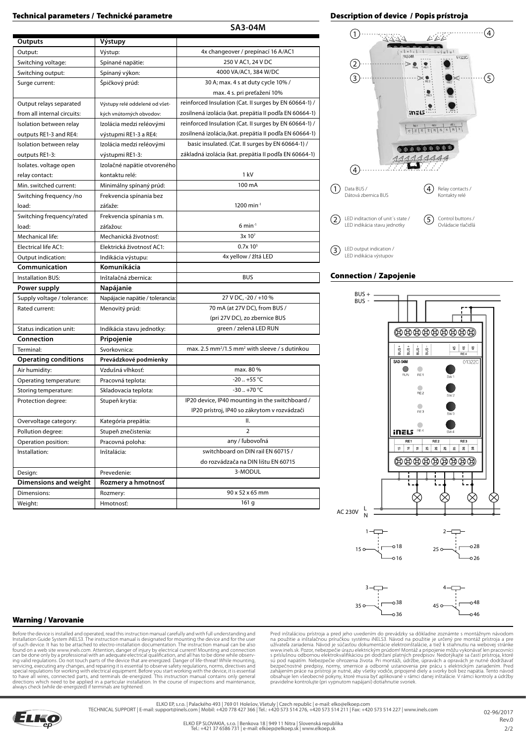## Technical parameters / Technické parametre

| | | SA3-04M |
|---|---|---|
| **Outputs** | **Výstupy** | |
| Output: | Výstup: | 4x changeover / prepínací 16 A/AC1 |
| Switching voltage: | Spínané napätie: | 250 V AC1, 24 V DC |
| Switching output: | Spínaný výkon: | 4000 VA/AC1, 384 W/DC |
| Surge current: | Špičkový prúd: | 30 A; max. 4 s at duty cycle 10% / max. 4 s. pri preťažení 10% |
| Output relays separated from all internal circuits: | Výstupy relé oddelené od všetkých vnútorných obvodov: | reinforced Insulation (Cat. II surges by EN 60664-1) / zosilnená izolácia (kat. prepätia II podľa EN 60664-1) |
| Isolation between relay outputs RE1-3 and RE4: | Izolácia medzi reléovými výstupmi RE1-3 a RE4: | reinforced Insulation (Cat. II surges by EN 60664-1) / zosilnená izolácia,(kat. prepätia II podľa EN 60664-1) |
| Isolation between relay outputs RE1-3: | Izolácia medzi reléovými výstupmi RE1-3: | basic insulated. (Cat. II surges by EN 60664-1) / základná izolácia (kat. prepätia II podľa EN 60664-1) |
| Isolates. voltage open relay contact: | Izolačné napätie otvoreného kontaktu relé: | 1 kV |
| Min. switched current: | Minimálny spínaný prúd: | 100 mA |
| Switching frequency /no load: | Frekvencia spínania bez záťaže: | 1200 $min^{-1}$ |
| Switching frequency/rated load: | Frekvencia spínania s m. záťažou: | 6 $min^{-1}$ |
| Mechanical life: | Mechanická životnosť: | $3x\ 10^7$ |
| Electrical life AC1: | Elektrická životnosť AC1: | $0.7x\ 10^5$ |
| Output indication: | Indikácia výstupu: | 4x yellow / žltá LED |
| **Communication** | **Komunikácia** | |
| Installation BUS: | Inštalačná zbernica: | BUS |
| **Power supply** | **Napájanie** | |
| Supply voltage / tolerance: | Napájacie napätie / tolerancia: | 27 V DC, -20 / +10 % |
| Rated current: | Menovitý prúd: | 70 mA (at 27V DC), from BUS / (pri 27V DC), zo zbernice BUS |
| Status indication unit: | Indikácia stavu jednotky: | green / zelená LED RUN |
| **Connection** | **Pripojenie** | |
| Terminal: | Svorkovnica: | max. 2.5 $mm^2$/1.5 $mm^2$ with sleeve / s dutinkou |
| **Operating conditions** | **Prevádzkové podmienky** | |
| Air humidity: | Vzdušná vlhkosť: | max. 80 % |
| Operating temperature: | Pracovná teplota: | -20 .. +55 °C |
| Storing temperature: | Skladovacia teplota: | -30 .. +70 °C |
| Protection degree: | Stupeň krytia: | IP20 device, IP40 mounting in the switchboard / IP20 prístroj, IP40 so zákrytom v rozvádzači |
| Overvoltage category: | Kategória prepätia: | II. |
| Pollution degree: | Stupeň znečistenia: | 2 |
| Operation position: | Pracovná poloha: | any / ľubovoľná |
| Installation: | Inštalácia: | switchboard on DIN rail EN 60715 / do rozvádzača na DIN lištu EN 60715 |
| Design: | Prevedenie: | 3-MODUL |
| **Dimensions and weight** | **Rozmery a hmotnosť** | |
| Dimensions: | Rozmery: | 90 x 52 x 65 mm |
| Weight: | Hmotnosť: | 161 g |

## Description of device / Popis prístroja

1. Data BUS / Dátová zbernica BUS
2. LED inditaction of unit´s state / LED indikácia stavu jednotky
3. LED output indication / LED indikácia výstupov
4. Relay contacts / Kontakty relé
5. Control buttons / Ovládacie tlačidlá

## Connection / Zapojenie

BUS +
BUS -
AC 230V L N
SA3-04M 01322C
RUN RE1 RE2 RE3 RE4 SW1 SW2 SW3 SW4
1 15 18 16
2 25 28 26
3 35 38 36
4 45 48 46

## Warning / Varovanie

Before the device is installed and operated, read this instruction manual carefully and with full understanding and Installation Guide System iNELS3. The instruction manual is designated for mounting the device and for the user of such device. It has to be attached to electro-installation documentation. The instruction manual can be also found on a web site www.inels.com. Attention, danger of injury by electrical current! Mounting and connection can be done only by a professional with an adequate electrical qualification, and all has to be done while observing valid regulations. Do not touch parts of the device that are energized. Danger of life-threat! While mounting, servicing, executing any changes, and repairing it is essential to observe safety regulations, norms, directives and special regulations for working with electrical equipment. Before you start working with the device, it is essential to have all wires, connected parts, and terminals de-energized. This instruction manual contains only general directions which need to be applied in a particular installation. In the course of inspections and maintenance, always check (while de-energized) if terminals are tightened.

Pred inštaláciou prístroja a pred jeho uvedením do prevádzky sa dôkladne zoznámte s montážnym návodom na použitie a inštalačnou príručkou systému iNELS3. Návod na použitie je určený pre montáž prístroja a pre užívateľa zariadenia. Návod je súčasťou dokumentácie elektroinštalácie, a tiež k stiahnutiu na webovej stránke www.inels.sk. Pozor, nebezpečie úrazu elektrickým prúdom! Montáž a pripojenie môžu vykonávať len pracovníci s príslušnou odbornou elektrokvalifikáciou pri dodržaní platných predpisov. Nedotýkajte sa častí prístroja, ktoré sú pod napätím. Nebezpečie ohrozenia života. Pri montáži, údržbe, úpravách a opravách je nutné dodržiavať bezpečnostné predpisy, normy, smernice a odborné ustanovenia pre prácu s elektrickým zariadením. Pred zahájením práce na prístroji je nutné, aby všetky vodiče, pripojené diely a svorky boli bez napätia. Tento návod obsahuje len všeobecné pokyny, ktoré musia byť aplikované v rámci danej inštalácie. V rámci kontroly a údržby pravidelne kontrolujte (pri vypnutom napájaní) dotiahnutie svoriek.

ELKO EP, s.r.o. | Palackého 493 | 769 01 Holešov, Všetuly | Czech republic | e-mail: elko@elkoep.com
TECHNICAL SUPPORT | E-mail: support@inels.com | Mobil: +420 778 427 366 | Tel.: +420 573 514 276, +420 573 514 211 | Fax: +420 573 514 227 | www.inels.com

ELKO EP SLOVAKIA, s.r.o. | Benkova 18 | 949 11 Nitra | Slovenská republika
Tel.: +421 37 6586 731 | e-mail: elkoep@elkoep.sk | www.elkoep.sk

02-96/2017
Rev.0